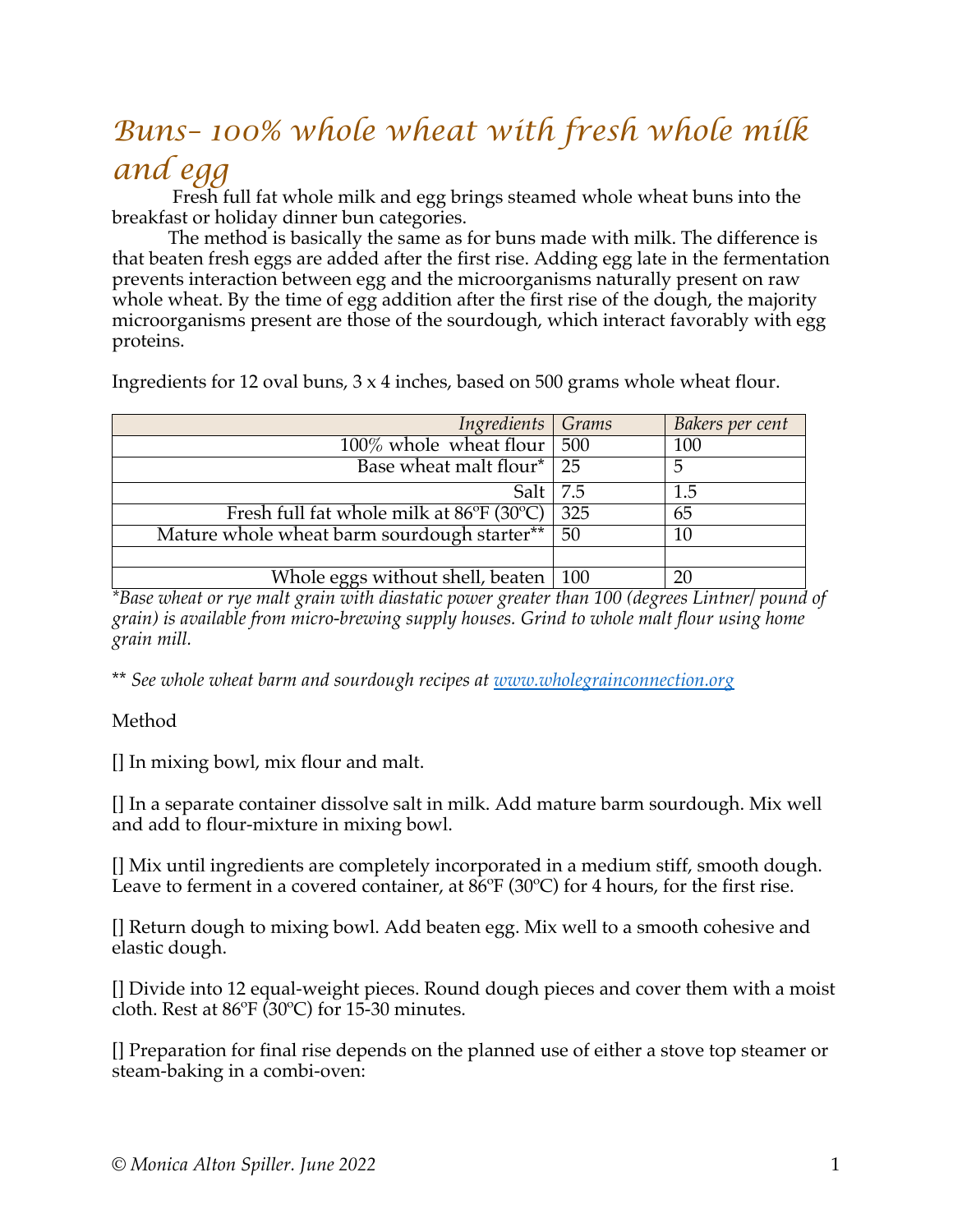# Buns- 100% whole wheat with fresh whole milk and egg

Fresh full fat whole milk and egg brings steamed whole wheat buns into the breakfast or holiday dinner bun categories.

The method is basically the same as for buns made with milk. The difference is that beaten fresh eggs are added after the first rise. Adding egg late in the fermentation prevents interaction between egg and the microorganisms naturally present on raw whole wheat. By the time of egg addition after the first rise of the dough, the majority microorganisms present are those of the sourdough, which interact favorably with egg proteins.

Ingredients for 12 oval buns, 3 x 4 inches, based on 500 grams whole wheat flour.

| *Ingredients* | *Grams* | *Bakers per cent* |
|---:|---|---|
| 100% whole wheat flour | 500 | 100 |
| Base wheat malt flour* | 25 | 5 |
| Salt | 7.5 | 1.5 |
| Fresh full fat whole milk at 86ºF (30ºC) | 325 | 65 |
| Mature whole wheat barm sourdough starter** | 50 | 10 |
| | | |
| Whole eggs without shell, beaten | 100 | 20 |

**Base wheat or rye malt grain with diastatic power greater than 100 (degrees Lintner/ pound of grain) is available from micro-brewing supply houses. Grind to whole malt flour using home grain mill.*

*** See whole wheat barm and sourdough recipes at [www.wholegrainconnection.org](http://www.wholegrainconnection.org)*

Method

[] In mixing bowl, mix flour and malt.

[] In a separate container dissolve salt in milk. Add mature barm sourdough. Mix well and add to flour-mixture in mixing bowl.

[] Mix until ingredients are completely incorporated in a medium stiff, smooth dough. Leave to ferment in a covered container, at 86ºF (30ºC) for 4 hours, for the first rise.

[] Return dough to mixing bowl. Add beaten egg. Mix well to a smooth cohesive and elastic dough.

[] Divide into 12 equal-weight pieces. Round dough pieces and cover them with a moist cloth. Rest at 86ºF (30ºC) for 15-30 minutes.

[] Preparation for final rise depends on the planned use of either a stove top steamer or steam-baking in a combi-oven:

*© Monica Alton Spiller. June 2022*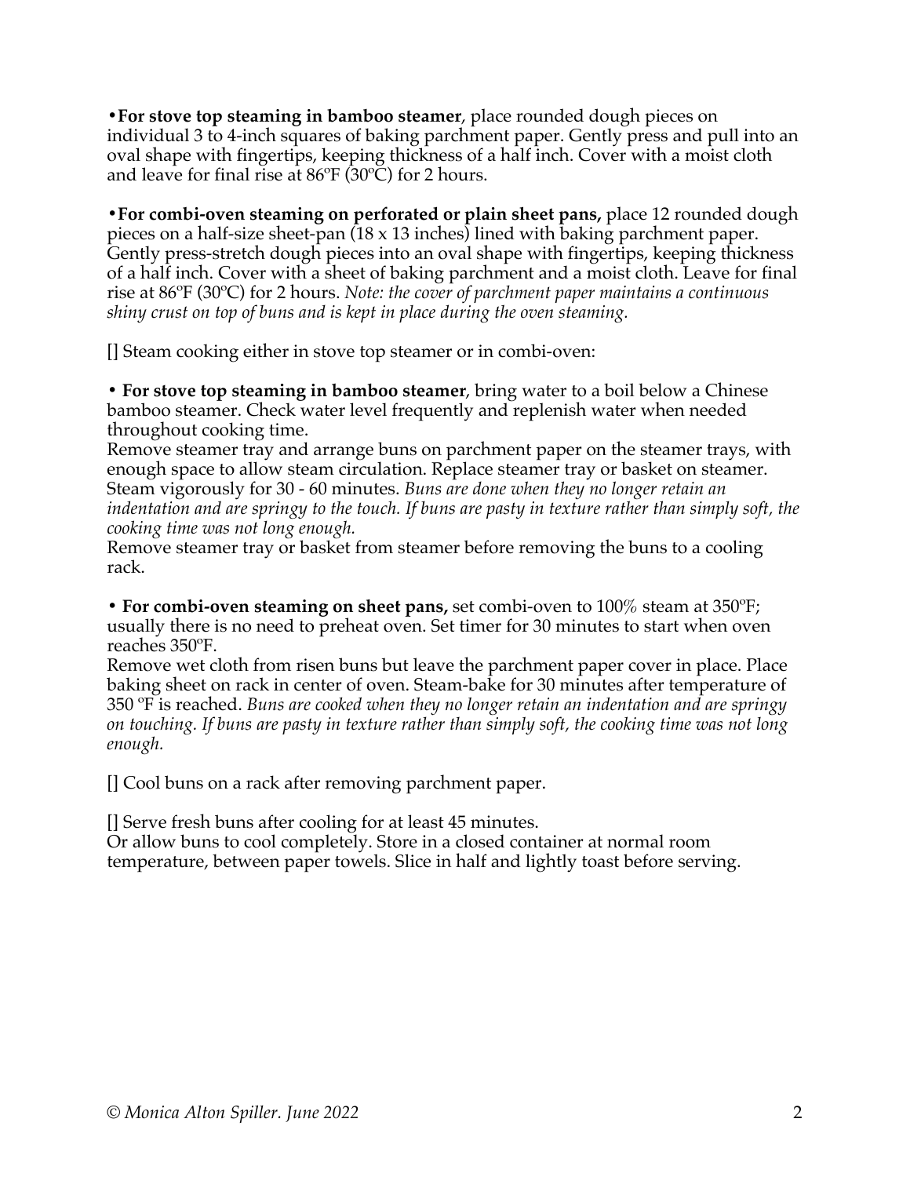•**For stove top steaming in bamboo steamer**, place rounded dough pieces on individual 3 to 4-inch squares of baking parchment paper. Gently press and pull into an oval shape with fingertips, keeping thickness of a half inch. Cover with a moist cloth and leave for final rise at 86ºF (30ºC) for 2 hours.

•**For combi-oven steaming on perforated or plain sheet pans,** place 12 rounded dough pieces on a half-size sheet-pan (18 x 13 inches) lined with baking parchment paper. Gently press-stretch dough pieces into an oval shape with fingertips, keeping thickness of a half inch. Cover with a sheet of baking parchment and a moist cloth. Leave for final rise at 86ºF (30ºC) for 2 hours. *Note: the cover of parchment paper maintains a continuous shiny crust on top of buns and is kept in place during the oven steaming.*

[] Steam cooking either in stove top steamer or in combi-oven:

• **For stove top steaming in bamboo steamer**, bring water to a boil below a Chinese bamboo steamer. Check water level frequently and replenish water when needed throughout cooking time.
Remove steamer tray and arrange buns on parchment paper on the steamer trays, with enough space to allow steam circulation. Replace steamer tray or basket on steamer. Steam vigorously for 30 - 60 minutes. *Buns are done when they no longer retain an indentation and are springy to the touch. If buns are pasty in texture rather than simply soft, the cooking time was not long enough.*
Remove steamer tray or basket from steamer before removing the buns to a cooling rack.

• **For combi-oven steaming on sheet pans,** set combi-oven to 100% steam at 350ºF; usually there is no need to preheat oven. Set timer for 30 minutes to start when oven reaches 350ºF.
Remove wet cloth from risen buns but leave the parchment paper cover in place. Place baking sheet on rack in center of oven. Steam-bake for 30 minutes after temperature of 350 ºF is reached. *Buns are cooked when they no longer retain an indentation and are springy on touching. If buns are pasty in texture rather than simply soft, the cooking time was not long enough.*

[] Cool buns on a rack after removing parchment paper.

[] Serve fresh buns after cooling for at least 45 minutes.
Or allow buns to cool completely. Store in a closed container at normal room temperature, between paper towels. Slice in half and lightly toast before serving.

*© Monica Alton Spiller. June 2022*